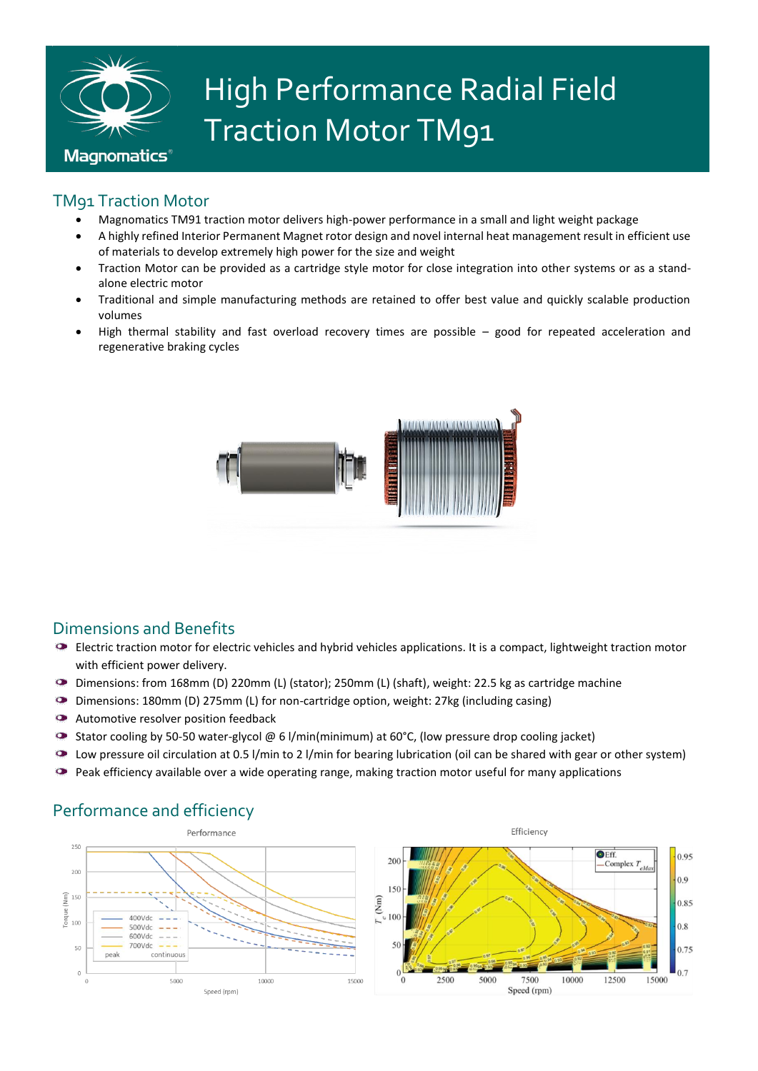# High Performance Radial Field Traction Motor TM91

Magnomatics

## TM91 Traction Motor

- Magnomatics TM91 traction motor delivers high-power performance in a small and light weight package
- A highly refined Interior Permanent Magnet rotor design and novel internal heat management result in efficient use of materials to develop extremely high power for the size and weight
- Traction Motor can be provided as a cartridge style motor for close integration into other systems or as a stand-alone electric motor
- Traditional and simple manufacturing methods are retained to offer best value and quickly scalable production volumes
- High thermal stability and fast overload recovery times are possible – good for repeated acceleration and regenerative braking cycles

## Dimensions and Benefits

- Electric traction motor for electric vehicles and hybrid vehicles applications. It is a compact, lightweight traction motor with efficient power delivery.
- Dimensions: from 168mm (D) 220mm (L) (stator); 250mm (L) (shaft), weight: 22.5 kg as cartridge machine
- Dimensions: 180mm (D) 275mm (L) for non-cartridge option, weight: 27kg (including casing)
- Automotive resolver position feedback
- Stator cooling by 50-50 water-glycol @ 6 l/min(minimum) at 60°C, (low pressure drop cooling jacket)
- Low pressure oil circulation at 0.5 l/min to 2 l/min for bearing lubrication (oil can be shared with gear or other system)
- Peak efficiency available over a wide operating range, making traction motor useful for many applications

## Performance and efficiency

Performance

Efficiency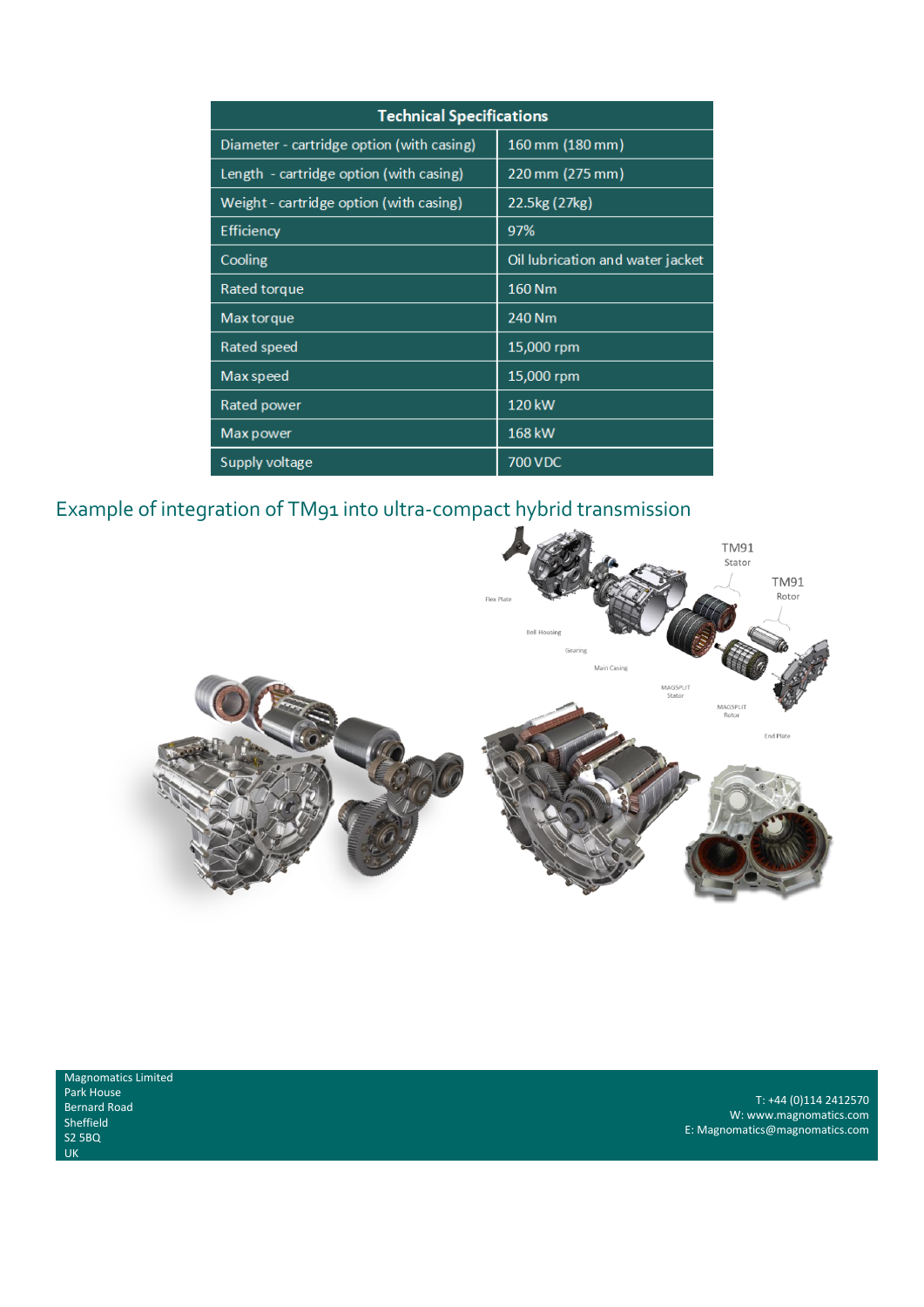| Technical Specifications | |
|---|---|
| Diameter - cartridge option (with casing) | 160 mm (180 mm) |
| Length - cartridge option (with casing) | 220 mm (275 mm) |
| Weight - cartridge option (with casing) | 22.5kg (27kg) |
| Efficiency | 97% |
| Cooling | Oil lubrication and water jacket |
| Rated torque | 160 Nm |
| Max torque | 240 Nm |
| Rated speed | 15,000 rpm |
| Max speed | 15,000 rpm |
| Rated power | 120 kW |
| Max power | 168 kW |
| Supply voltage | 700 VDC |

## Example of integration of TM91 into ultra-compact hybrid transmission

Magnomatics Limited
Park House
Bernard Road
Sheffield
S2 5BQ
UK

T: +44 (0)114 2412570
W: www.magnomatics.com
E: Magnomatics@magnomatics.com